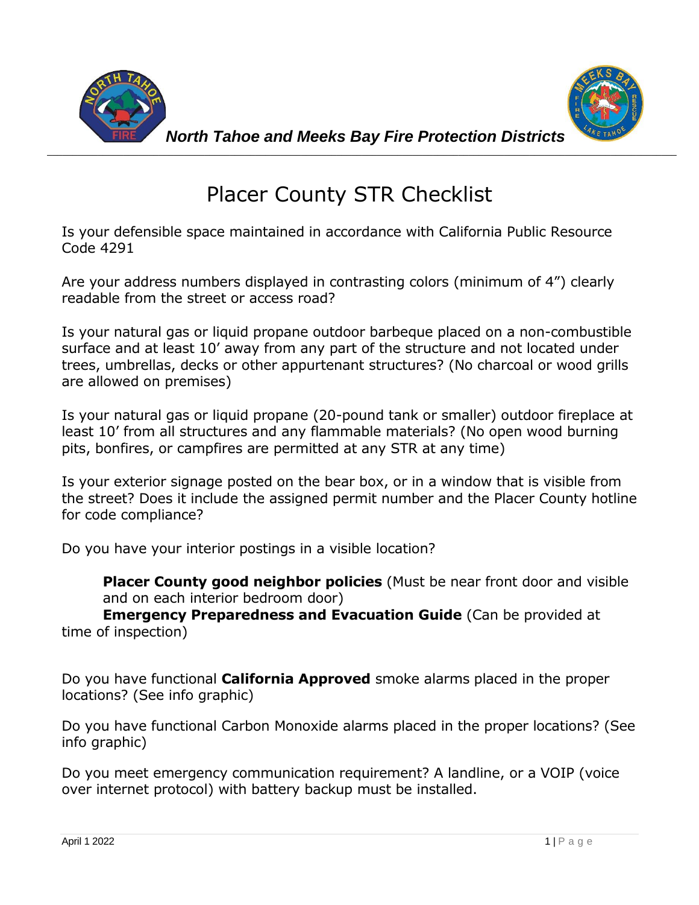***North Tahoe and Meeks Bay Fire Protection Districts***

# Placer County STR Checklist

Is your defensible space maintained in accordance with California Public Resource Code 4291

Are your address numbers displayed in contrasting colors (minimum of 4”) clearly readable from the street or access road?

Is your natural gas or liquid propane outdoor barbeque placed on a non-combustible surface and at least 10’ away from any part of the structure and not located under trees, umbrellas, decks or other appurtenant structures? (No charcoal or wood grills are allowed on premises)

Is your natural gas or liquid propane (20-pound tank or smaller) outdoor fireplace at least 10’ from all structures and any flammable materials? (No open wood burning pits, bonfires, or campfires are permitted at any STR at any time)

Is your exterior signage posted on the bear box, or in a window that is visible from the street? Does it include the assigned permit number and the Placer County hotline for code compliance?

Do you have your interior postings in a visible location?

**Placer County good neighbor policies** (Must be near front door and visible and on each interior bedroom door)
**Emergency Preparedness and Evacuation Guide** (Can be provided at time of inspection)

Do you have functional **California Approved** smoke alarms placed in the proper locations? (See info graphic)

Do you have functional Carbon Monoxide alarms placed in the proper locations? (See info graphic)

Do you meet emergency communication requirement? A landline, or a VOIP (voice over internet protocol) with battery backup must be installed.

April 1 2022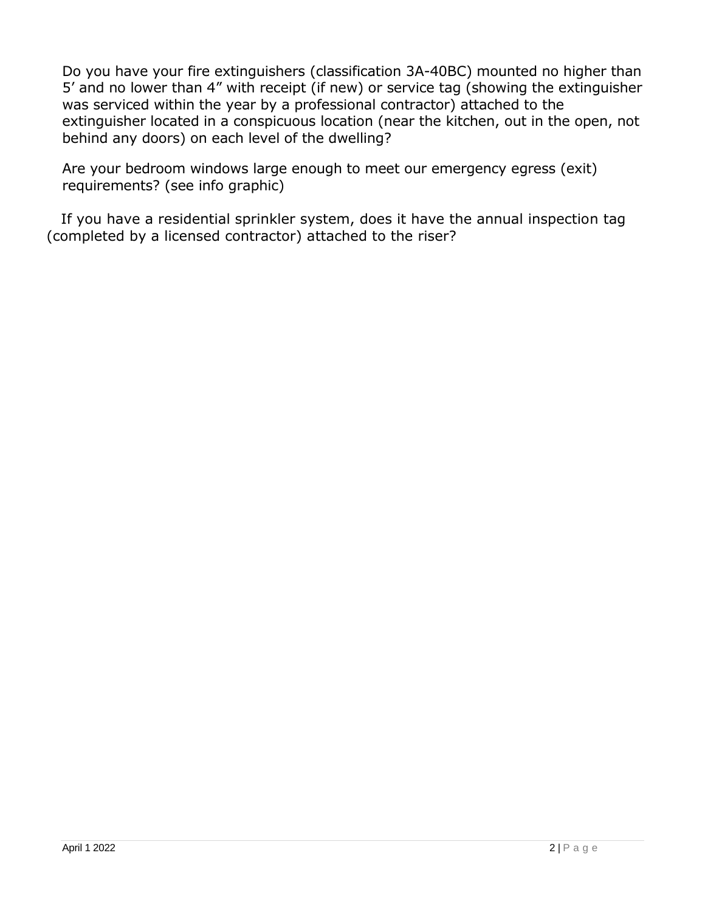Do you have your fire extinguishers (classification 3A-40BC) mounted no higher than 5’ and no lower than 4” with receipt (if new) or service tag (showing the extinguisher was serviced within the year by a professional contractor) attached to the extinguisher located in a conspicuous location (near the kitchen, out in the open, not behind any doors) on each level of the dwelling?

Are your bedroom windows large enough to meet our emergency egress (exit) requirements? (see info graphic)

If you have a residential sprinkler system, does it have the annual inspection tag (completed by a licensed contractor) attached to the riser?